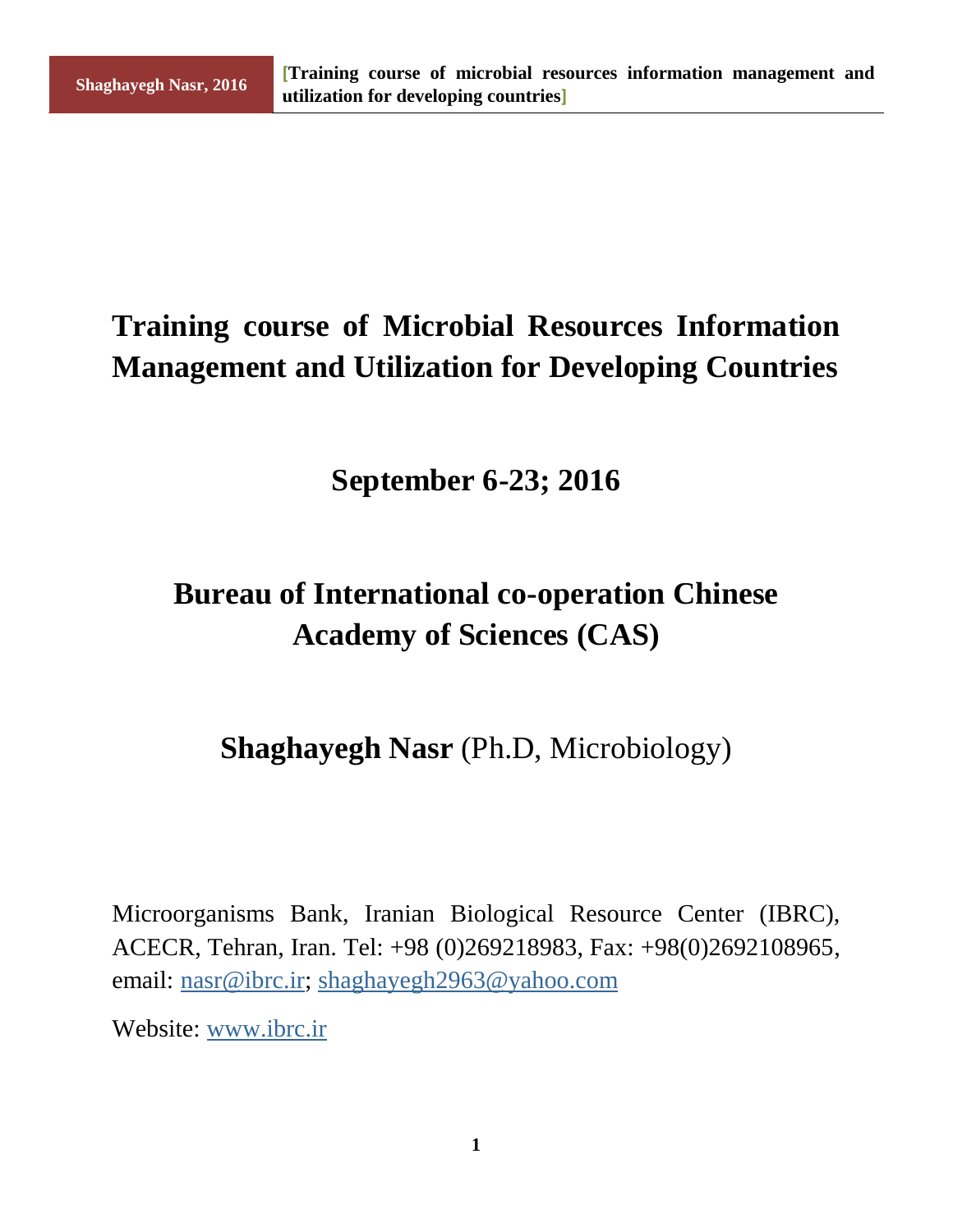# Training course of Microbial Resources Information Management and Utilization for Developing Countries

## September 6-23; 2016

## Bureau of International co-operation Chinese Academy of Sciences (CAS)

**Shaghayegh Nasr** (Ph.D, Microbiology)

Microorganisms Bank, Iranian Biological Resource Center (IBRC), ACECR, Tehran, Iran. Tel: +98 (0)269218983, Fax: +98(0)2692108965, email: nasr@ibrc.ir; shaghayegh2963@yahoo.com

Website: www.ibrc.ir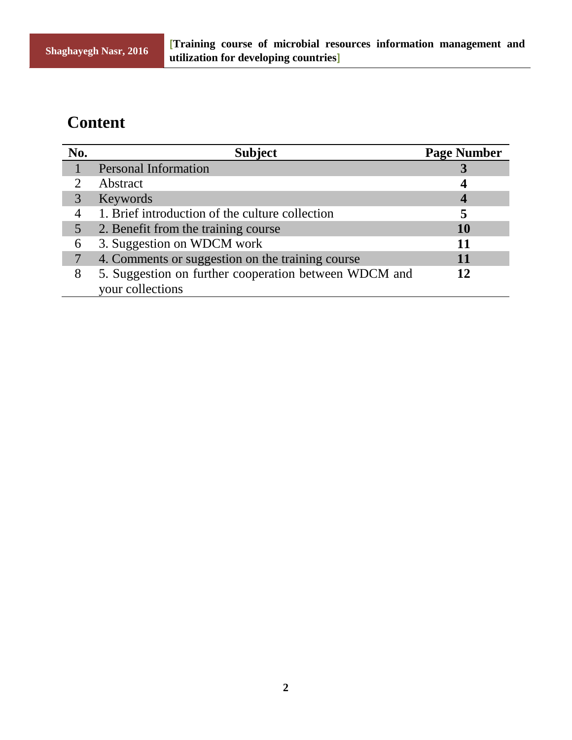# Content

| No. | Subject | Page Number |
|---|---|---|
| 1 | Personal Information | **3** |
| 2 | Abstract | **4** |
| 3 | Keywords | **4** |
| 4 | 1. Brief introduction of the culture collection | **5** |
| 5 | 2. Benefit from the training course | **10** |
| 6 | 3. Suggestion on WDCM work | **11** |
| 7 | 4. Comments or suggestion on the training course | **11** |
| 8 | 5. Suggestion on further cooperation between WDCM and your collections | **12** |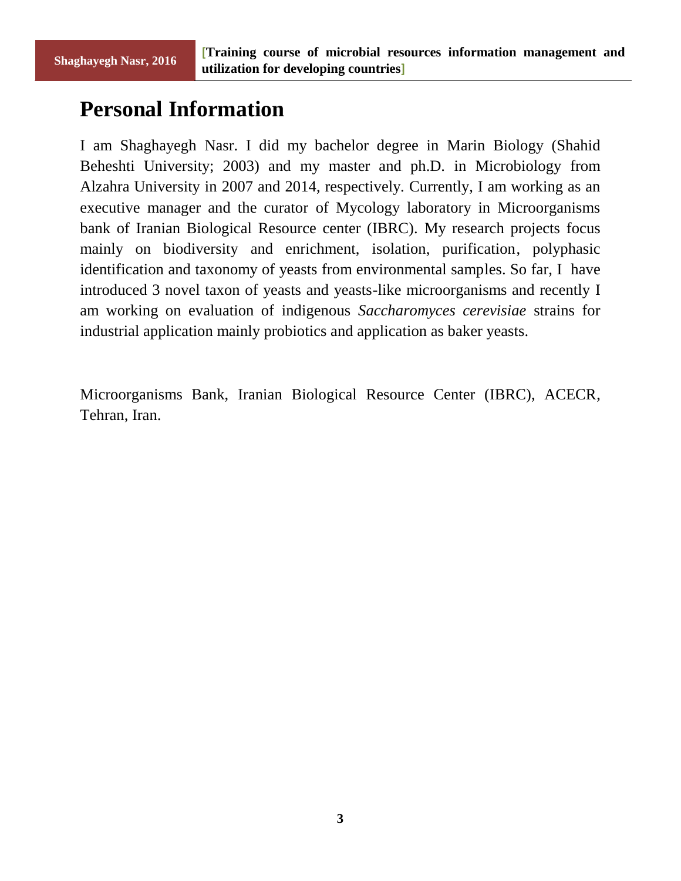# Personal Information

I am Shaghayegh Nasr. I did my bachelor degree in Marin Biology (Shahid Beheshti University; 2003) and my master and ph.D. in Microbiology from Alzahra University in 2007 and 2014, respectively. Currently, I am working as an executive manager and the curator of Mycology laboratory in Microorganisms bank of Iranian Biological Resource center (IBRC). My research projects focus mainly on biodiversity and enrichment, isolation, purification, polyphasic identification and taxonomy of yeasts from environmental samples. So far, I have introduced 3 novel taxon of yeasts and yeasts-like microorganisms and recently I am working on evaluation of indigenous *Saccharomyces cerevisiae* strains for industrial application mainly probiotics and application as baker yeasts.

Microorganisms Bank, Iranian Biological Resource Center (IBRC), ACECR, Tehran, Iran.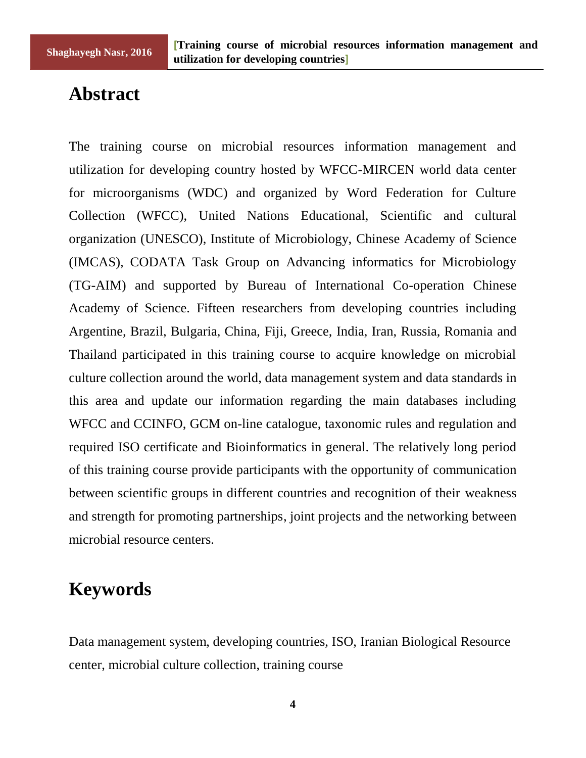# Abstract

The training course on microbial resources information management and utilization for developing country hosted by WFCC-MIRCEN world data center for microorganisms (WDC) and organized by Word Federation for Culture Collection (WFCC), United Nations Educational, Scientific and cultural organization (UNESCO), Institute of Microbiology, Chinese Academy of Science (IMCAS), CODATA Task Group on Advancing informatics for Microbiology (TG-AIM) and supported by Bureau of International Co-operation Chinese Academy of Science. Fifteen researchers from developing countries including Argentine, Brazil, Bulgaria, China, Fiji, Greece, India, Iran, Russia, Romania and Thailand participated in this training course to acquire knowledge on microbial culture collection around the world, data management system and data standards in this area and update our information regarding the main databases including WFCC and CCINFO, GCM on-line catalogue, taxonomic rules and regulation and required ISO certificate and Bioinformatics in general. The relatively long period of this training course provide participants with the opportunity of communication between scientific groups in different countries and recognition of their weakness and strength for promoting partnerships, joint projects and the networking between microbial resource centers.

# Keywords

Data management system, developing countries, ISO, Iranian Biological Resource center, microbial culture collection, training course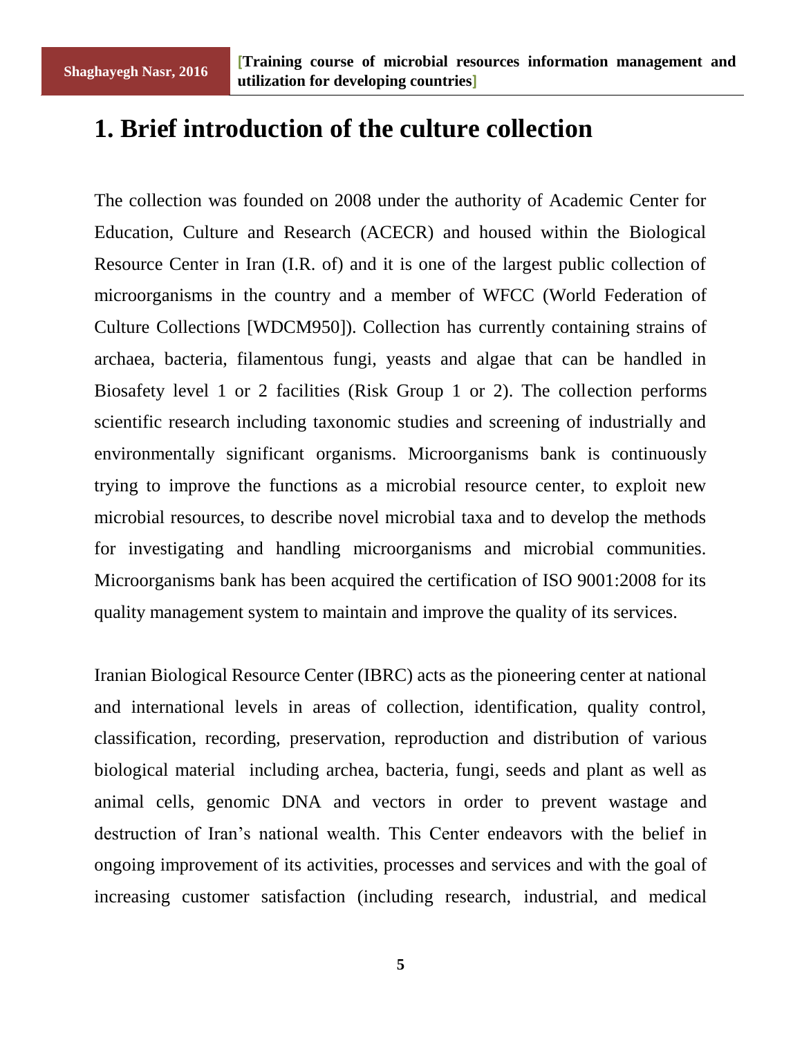## 1. Brief introduction of the culture collection

The collection was founded on 2008 under the authority of Academic Center for Education, Culture and Research (ACECR) and housed within the Biological Resource Center in Iran (I.R. of) and it is one of the largest public collection of microorganisms in the country and a member of WFCC (World Federation of Culture Collections [WDCM950]). Collection has currently containing strains of archaea, bacteria, filamentous fungi, yeasts and algae that can be handled in Biosafety level 1 or 2 facilities (Risk Group 1 or 2). The collection performs scientific research including taxonomic studies and screening of industrially and environmentally significant organisms. Microorganisms bank is continuously trying to improve the functions as a microbial resource center, to exploit new microbial resources, to describe novel microbial taxa and to develop the methods for investigating and handling microorganisms and microbial communities. Microorganisms bank has been acquired the certification of ISO 9001:2008 for its quality management system to maintain and improve the quality of its services.

Iranian Biological Resource Center (IBRC) acts as the pioneering center at national and international levels in areas of collection, identification, quality control, classification, recording, preservation, reproduction and distribution of various biological material including archea, bacteria, fungi, seeds and plant as well as animal cells, genomic DNA and vectors in order to prevent wastage and destruction of Iran's national wealth. This Center endeavors with the belief in ongoing improvement of its activities, processes and services and with the goal of increasing customer satisfaction (including research, industrial, and medical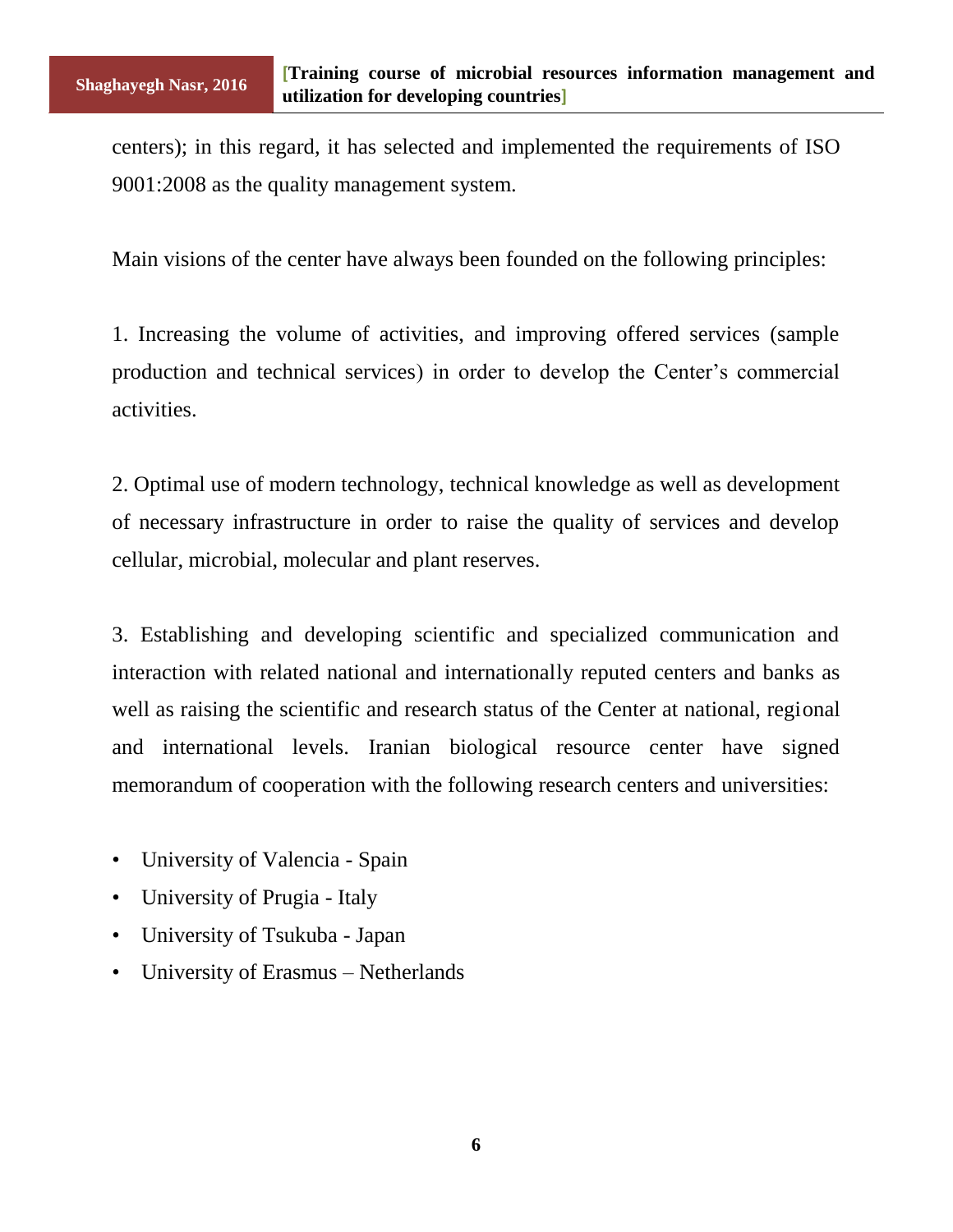centers); in this regard, it has selected and implemented the requirements of ISO 9001:2008 as the quality management system.

Main visions of the center have always been founded on the following principles:

1. Increasing the volume of activities, and improving offered services (sample production and technical services) in order to develop the Center's commercial activities.

2. Optimal use of modern technology, technical knowledge as well as development of necessary infrastructure in order to raise the quality of services and develop cellular, microbial, molecular and plant reserves.

3. Establishing and developing scientific and specialized communication and interaction with related national and internationally reputed centers and banks as well as raising the scientific and research status of the Center at national, regional and international levels. Iranian biological resource center have signed memorandum of cooperation with the following research centers and universities:

- University of Valencia - Spain
- University of Prugia - Italy
- University of Tsukuba - Japan
- University of Erasmus – Netherlands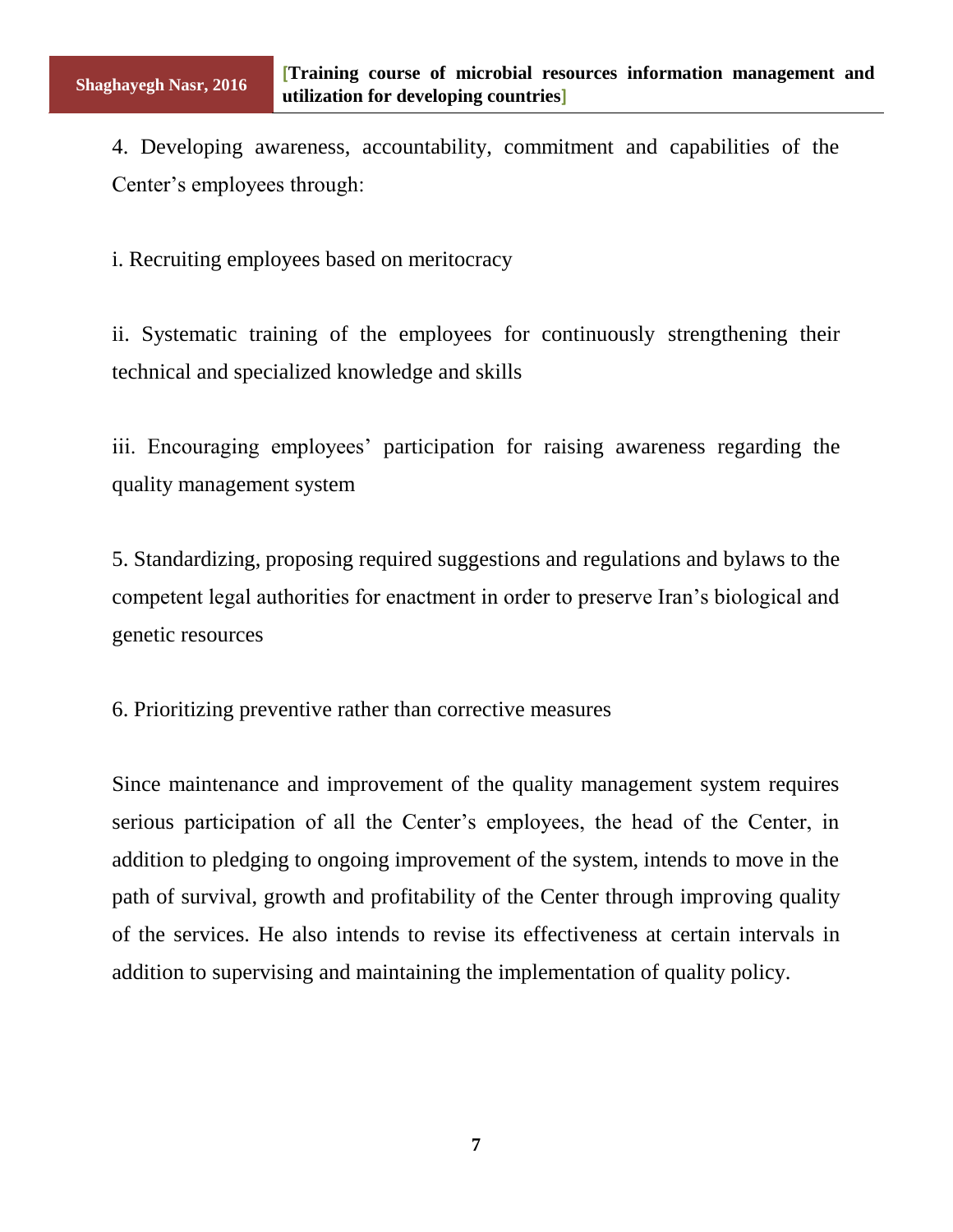4. Developing awareness, accountability, commitment and capabilities of the Center's employees through:

i. Recruiting employees based on meritocracy

ii. Systematic training of the employees for continuously strengthening their technical and specialized knowledge and skills

iii. Encouraging employees' participation for raising awareness regarding the quality management system

5. Standardizing, proposing required suggestions and regulations and bylaws to the competent legal authorities for enactment in order to preserve Iran's biological and genetic resources

6. Prioritizing preventive rather than corrective measures

Since maintenance and improvement of the quality management system requires serious participation of all the Center's employees, the head of the Center, in addition to pledging to ongoing improvement of the system, intends to move in the path of survival, growth and profitability of the Center through improving quality of the services. He also intends to revise its effectiveness at certain intervals in addition to supervising and maintaining the implementation of quality policy.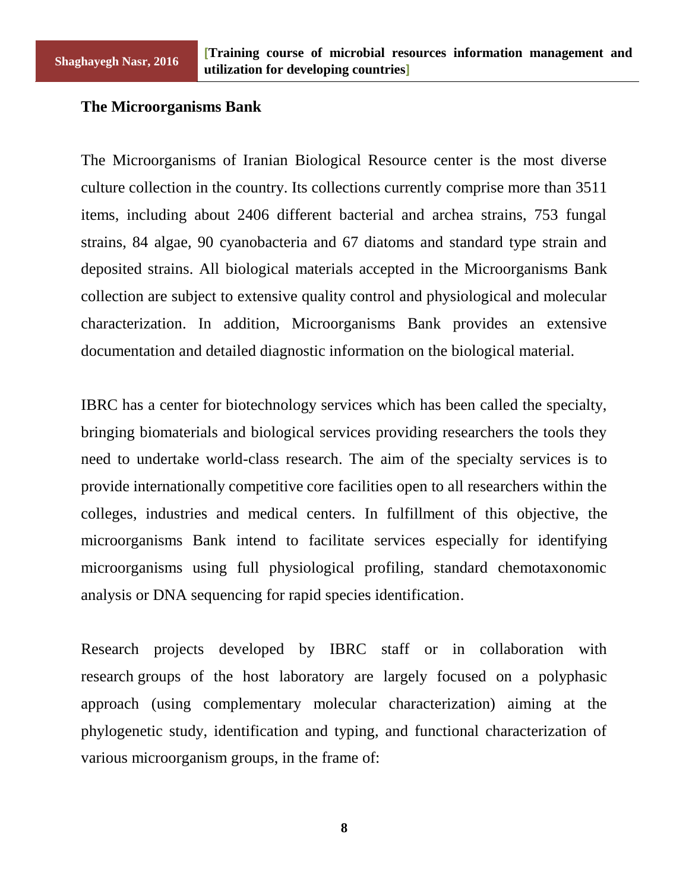## The Microorganisms Bank

The Microorganisms of Iranian Biological Resource center is the most diverse culture collection in the country. Its collections currently comprise more than 3511 items, including about 2406 different bacterial and archea strains, 753 fungal strains, 84 algae, 90 cyanobacteria and 67 diatoms and standard type strain and deposited strains. All biological materials accepted in the Microorganisms Bank collection are subject to extensive quality control and physiological and molecular characterization. In addition, Microorganisms Bank provides an extensive documentation and detailed diagnostic information on the biological material.

IBRC has a center for biotechnology services which has been called the specialty, bringing biomaterials and biological services providing researchers the tools they need to undertake world-class research. The aim of the specialty services is to provide internationally competitive core facilities open to all researchers within the colleges, industries and medical centers. In fulfillment of this objective, the microorganisms Bank intend to facilitate services especially for identifying microorganisms using full physiological profiling, standard chemotaxonomic analysis or DNA sequencing for rapid species identification.

Research projects developed by IBRC staff or in collaboration with research groups of the host laboratory are largely focused on a polyphasic approach (using complementary molecular characterization) aiming at the phylogenetic study, identification and typing, and functional characterization of various microorganism groups, in the frame of: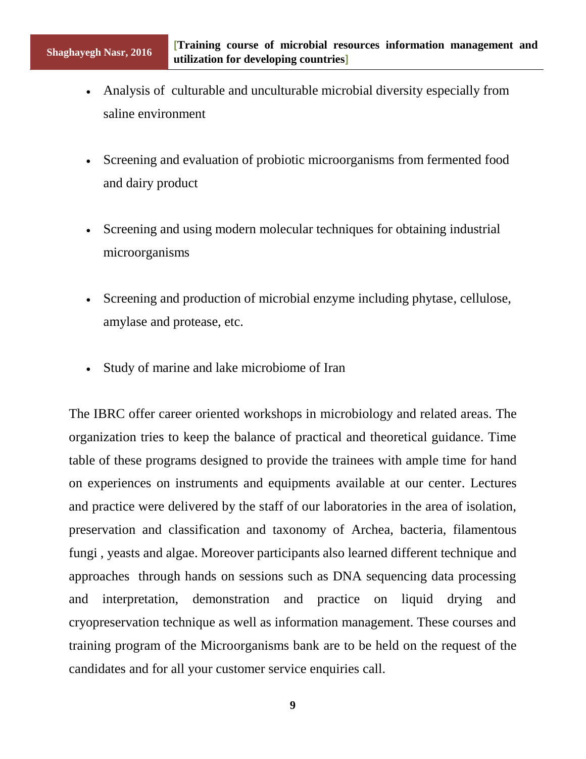- Analysis of culturable and unculturable microbial diversity especially from saline environment

- Screening and evaluation of probiotic microorganisms from fermented food and dairy product

- Screening and using modern molecular techniques for obtaining industrial microorganisms

- Screening and production of microbial enzyme including phytase, cellulose, amylase and protease, etc.

- Study of marine and lake microbiome of Iran

The IBRC offer career oriented workshops in microbiology and related areas. The organization tries to keep the balance of practical and theoretical guidance. Time table of these programs designed to provide the trainees with ample time for hand on experiences on instruments and equipments available at our center. Lectures and practice were delivered by the staff of our laboratories in the area of isolation, preservation and classification and taxonomy of Archea, bacteria, filamentous fungi , yeasts and algae. Moreover participants also learned different technique and approaches through hands on sessions such as DNA sequencing data processing and interpretation, demonstration and practice on liquid drying and cryopreservation technique as well as information management. These courses and training program of the Microorganisms bank are to be held on the request of the candidates and for all your customer service enquiries call.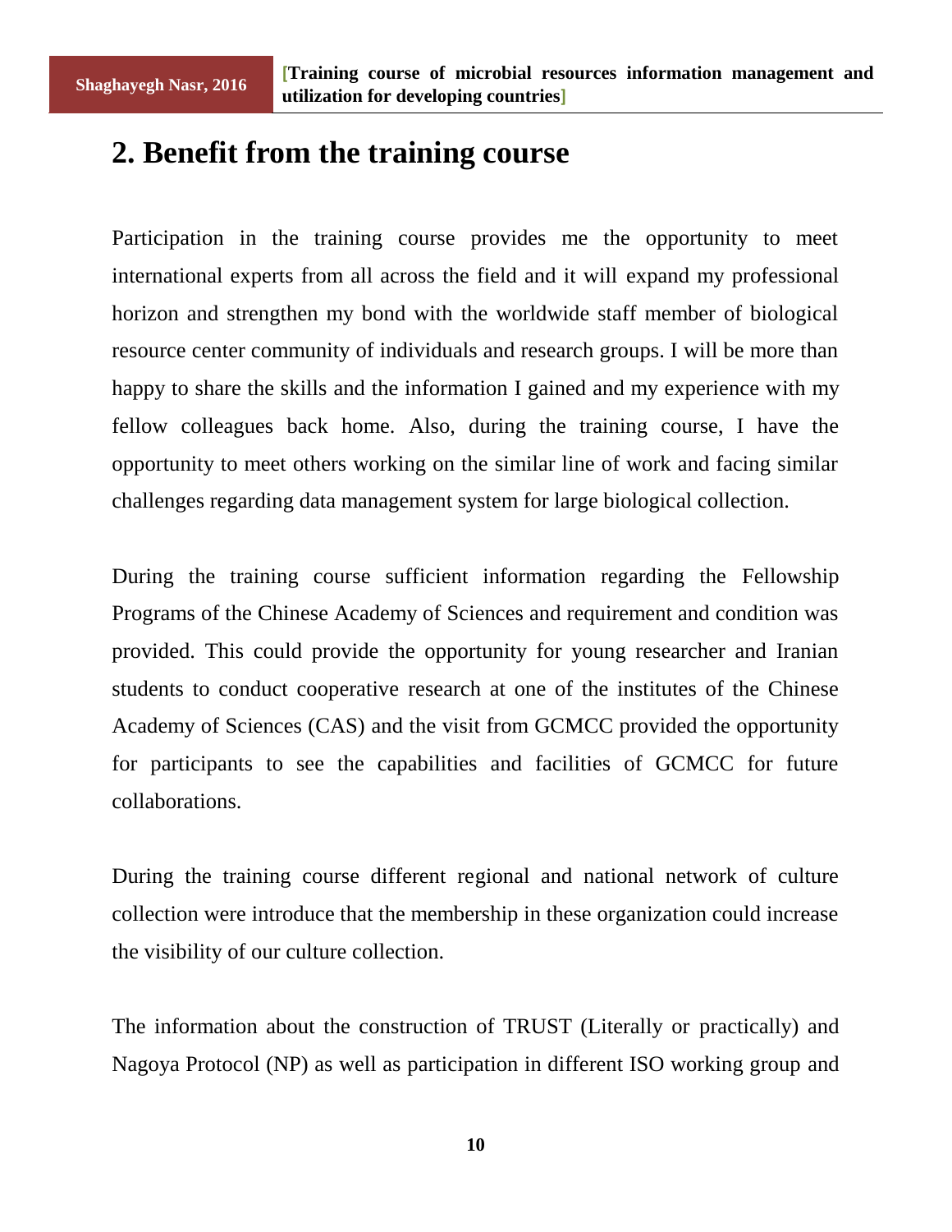## 2. Benefit from the training course

Participation in the training course provides me the opportunity to meet international experts from all across the field and it will expand my professional horizon and strengthen my bond with the worldwide staff member of biological resource center community of individuals and research groups. I will be more than happy to share the skills and the information I gained and my experience with my fellow colleagues back home. Also, during the training course, I have the opportunity to meet others working on the similar line of work and facing similar challenges regarding data management system for large biological collection.

During the training course sufficient information regarding the Fellowship Programs of the Chinese Academy of Sciences and requirement and condition was provided. This could provide the opportunity for young researcher and Iranian students to conduct cooperative research at one of the institutes of the Chinese Academy of Sciences (CAS) and the visit from GCMCC provided the opportunity for participants to see the capabilities and facilities of GCMCC for future collaborations.

During the training course different regional and national network of culture collection were introduce that the membership in these organization could increase the visibility of our culture collection.

The information about the construction of TRUST (Literally or practically) and Nagoya Protocol (NP) as well as participation in different ISO working group and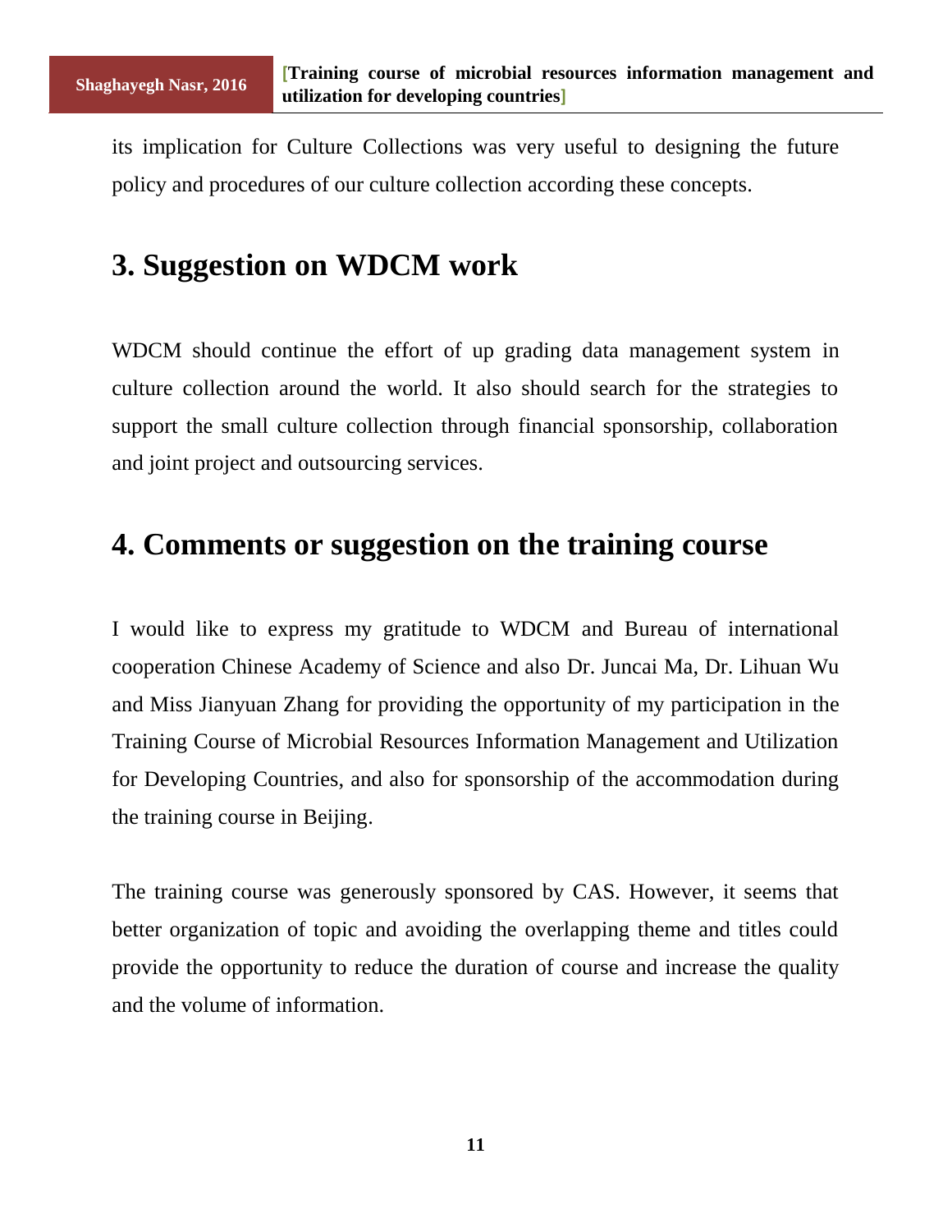its implication for Culture Collections was very useful to designing the future policy and procedures of our culture collection according these concepts.

## 3. Suggestion on WDCM work

WDCM should continue the effort of up grading data management system in culture collection around the world. It also should search for the strategies to support the small culture collection through financial sponsorship, collaboration and joint project and outsourcing services.

## 4. Comments or suggestion on the training course

I would like to express my gratitude to WDCM and Bureau of international cooperation Chinese Academy of Science and also Dr. Juncai Ma, Dr. Lihuan Wu and Miss Jianyuan Zhang for providing the opportunity of my participation in the Training Course of Microbial Resources Information Management and Utilization for Developing Countries, and also for sponsorship of the accommodation during the training course in Beijing.

The training course was generously sponsored by CAS. However, it seems that better organization of topic and avoiding the overlapping theme and titles could provide the opportunity to reduce the duration of course and increase the quality and the volume of information.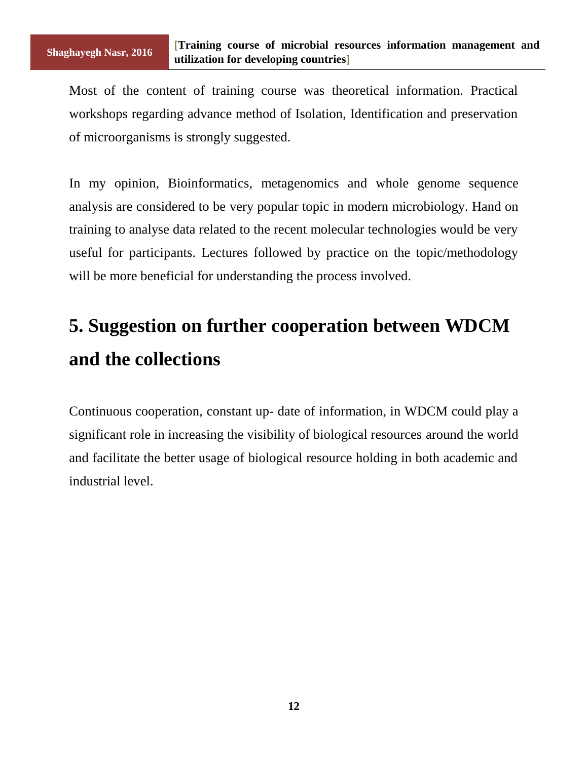Most of the content of training course was theoretical information. Practical workshops regarding advance method of Isolation, Identification and preservation of microorganisms is strongly suggested.

In my opinion, Bioinformatics, metagenomics and whole genome sequence analysis are considered to be very popular topic in modern microbiology. Hand on training to analyse data related to the recent molecular technologies would be very useful for participants. Lectures followed by practice on the topic/methodology will be more beneficial for understanding the process involved.

# 5. Suggestion on further cooperation between WDCM and the collections

Continuous cooperation, constant up- date of information, in WDCM could play a significant role in increasing the visibility of biological resources around the world and facilitate the better usage of biological resource holding in both academic and industrial level.